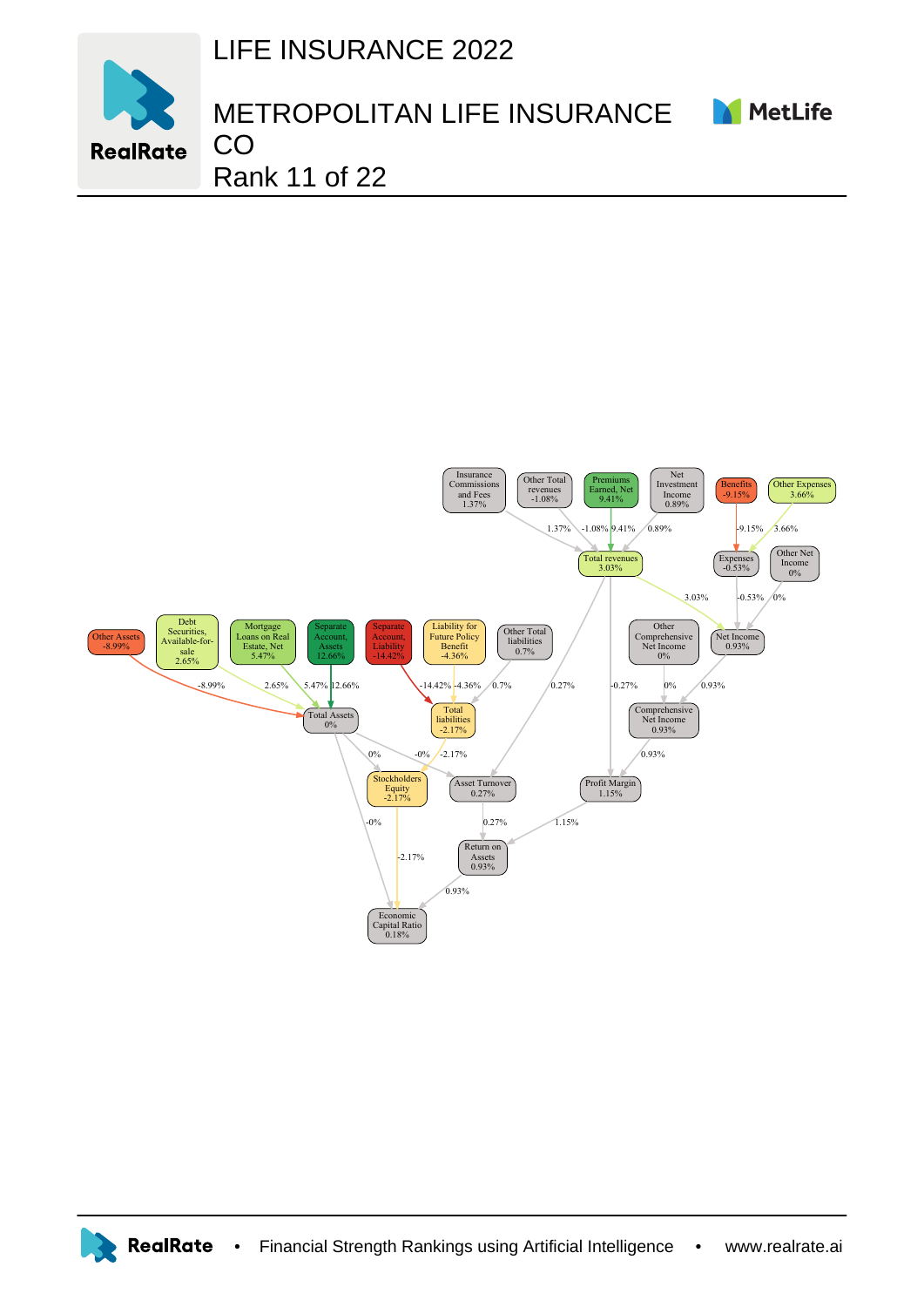# LIFE INSURANCE 2022

# METROPOLITAN LIFE INSURANCE CO

# Rank 11 of 22

Insurance Commissions and Fees 1.37%

Other Total revenues -1.08%

Premiums Earned, Net 9.41%

Net Investment Income 0.89%

Benefits -9.15%

Other Expenses 3.66%

Total revenues 3.03%

Expenses -0.53%

Other Net Income 0%

Other Assets -8.99%

Debt Securities, Available-for-sale 2.65%

Mortgage Loans on Real Estate, Net 5.47%

Separate Account, Assets 12.66%

Separate Account, Liability -14.42%

Liability for Future Policy Benefit -4.36%

Other Total liabilities 0.7%

Other Comprehensive Net Income 0%

Net Income 0.93%

Total Assets 0%

Total liabilities -2.17%

Comprehensive Net Income 0.93%

Stockholders Equity -2.17%

Asset Turnover 0.27%

Profit Margin 1.15%

Return on Assets 0.93%

Economic Capital Ratio 0.18%

RealRate • Financial Strength Rankings using Artificial Intelligence • www.realrate.ai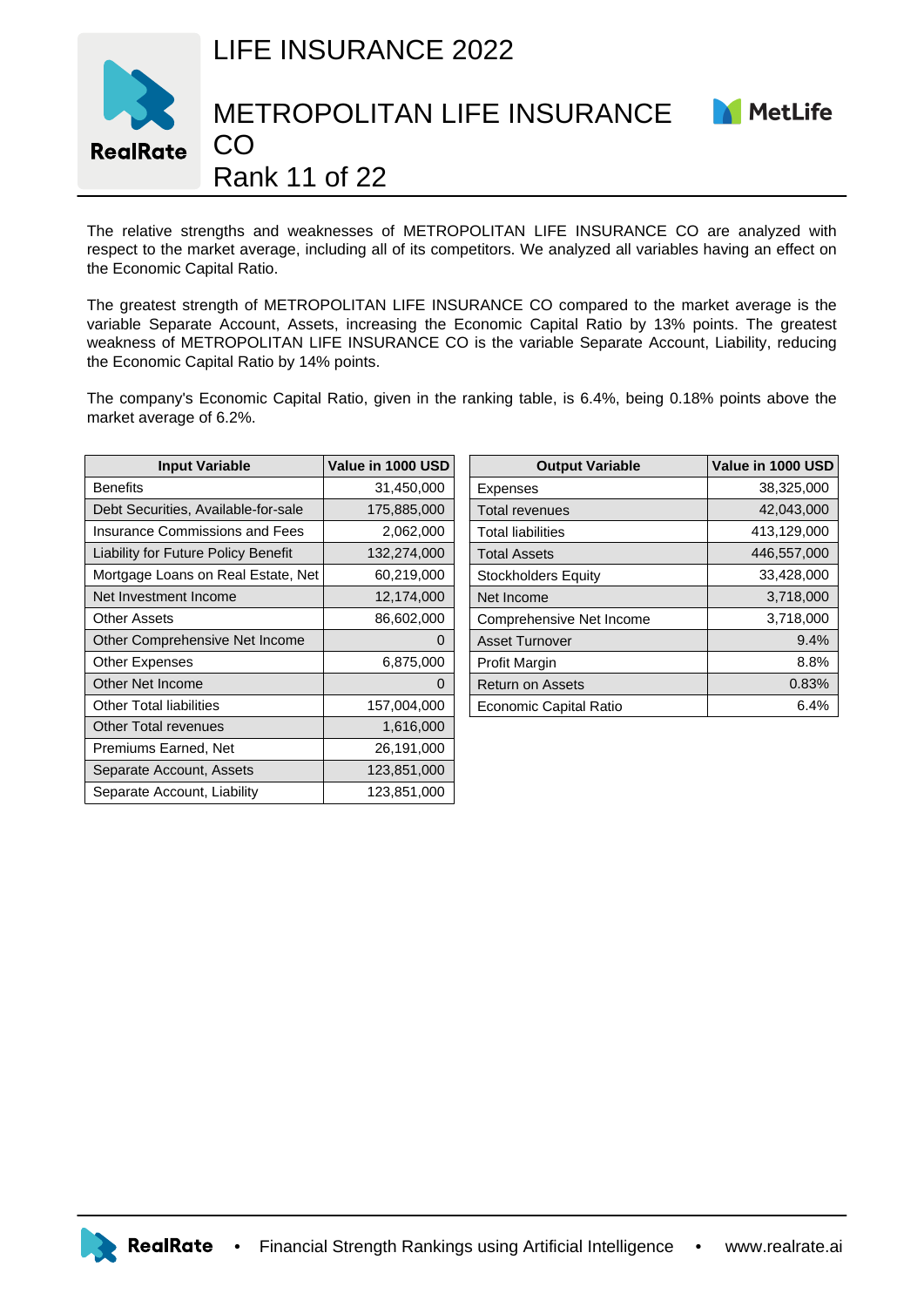# LIFE INSURANCE 2022

# METROPOLITAN LIFE INSURANCE CO

# Rank 11 of 22

The relative strengths and weaknesses of METROPOLITAN LIFE INSURANCE CO are analyzed with respect to the market average, including all of its competitors. We analyzed all variables having an effect on the Economic Capital Ratio.

The greatest strength of METROPOLITAN LIFE INSURANCE CO compared to the market average is the variable Separate Account, Assets, increasing the Economic Capital Ratio by 13% points. The greatest weakness of METROPOLITAN LIFE INSURANCE CO is the variable Separate Account, Liability, reducing the Economic Capital Ratio by 14% points.

The company's Economic Capital Ratio, given in the ranking table, is 6.4%, being 0.18% points above the market average of 6.2%.

| Input Variable | Value in 1000 USD |
|---|---|
| Benefits | 31,450,000 |
| Debt Securities, Available-for-sale | 175,885,000 |
| Insurance Commissions and Fees | 2,062,000 |
| Liability for Future Policy Benefit | 132,274,000 |
| Mortgage Loans on Real Estate, Net | 60,219,000 |
| Net Investment Income | 12,174,000 |
| Other Assets | 86,602,000 |
| Other Comprehensive Net Income | 0 |
| Other Expenses | 6,875,000 |
| Other Net Income | 0 |
| Other Total liabilities | 157,004,000 |
| Other Total revenues | 1,616,000 |
| Premiums Earned, Net | 26,191,000 |
| Separate Account, Assets | 123,851,000 |
| Separate Account, Liability | 123,851,000 |

| Output Variable | Value in 1000 USD |
|---|---|
| Expenses | 38,325,000 |
| Total revenues | 42,043,000 |
| Total liabilities | 413,129,000 |
| Total Assets | 446,557,000 |
| Stockholders Equity | 33,428,000 |
| Net Income | 3,718,000 |
| Comprehensive Net Income | 3,718,000 |
| Asset Turnover | 9.4% |
| Profit Margin | 8.8% |
| Return on Assets | 0.83% |
| Economic Capital Ratio | 6.4% |